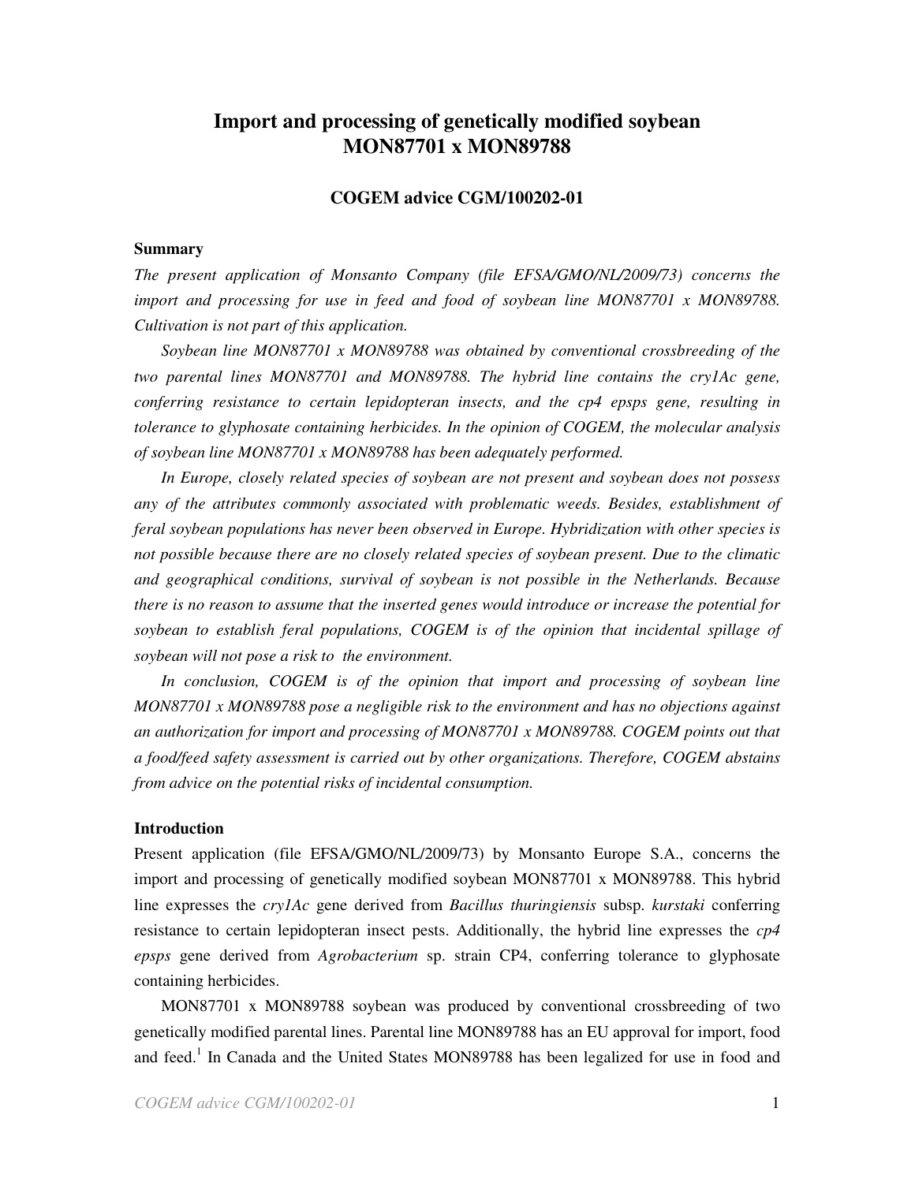# Import and processing of genetically modified soybean MON87701 x MON89788

## COGEM advice CGM/100202-01

### Summary

*The present application of Monsanto Company (file EFSA/GMO/NL/2009/73) concerns the import and processing for use in feed and food of soybean line MON87701 x MON89788. Cultivation is not part of this application.*

*Soybean line MON87701 x MON89788 was obtained by conventional crossbreeding of the two parental lines MON87701 and MON89788. The hybrid line contains the cry1Ac gene, conferring resistance to certain lepidopteran insects, and the cp4 epsps gene, resulting in tolerance to glyphosate containing herbicides. In the opinion of COGEM, the molecular analysis of soybean line MON87701 x MON89788 has been adequately performed.*

*In Europe, closely related species of soybean are not present and soybean does not possess any of the attributes commonly associated with problematic weeds. Besides, establishment of feral soybean populations has never been observed in Europe. Hybridization with other species is not possible because there are no closely related species of soybean present. Due to the climatic and geographical conditions, survival of soybean is not possible in the Netherlands. Because there is no reason to assume that the inserted genes would introduce or increase the potential for soybean to establish feral populations, COGEM is of the opinion that incidental spillage of soybean will not pose a risk to the environment.*

*In conclusion, COGEM is of the opinion that import and processing of soybean line MON87701 x MON89788 pose a negligible risk to the environment and has no objections against an authorization for import and processing of MON87701 x MON89788. COGEM points out that a food/feed safety assessment is carried out by other organizations. Therefore, COGEM abstains from advice on the potential risks of incidental consumption.*

### Introduction

Present application (file EFSA/GMO/NL/2009/73) by Monsanto Europe S.A., concerns the import and processing of genetically modified soybean MON87701 x MON89788. This hybrid line expresses the *cry1Ac* gene derived from *Bacillus thuringiensis* subsp. *kurstaki* conferring resistance to certain lepidopteran insect pests. Additionally, the hybrid line expresses the *cp4 epsps* gene derived from *Agrobacterium* sp. strain CP4, conferring tolerance to glyphosate containing herbicides.

MON87701 x MON89788 soybean was produced by conventional crossbreeding of two genetically modified parental lines. Parental line MON89788 has an EU approval for import, food and feed.[1] In Canada and the United States MON89788 has been legalized for use in food and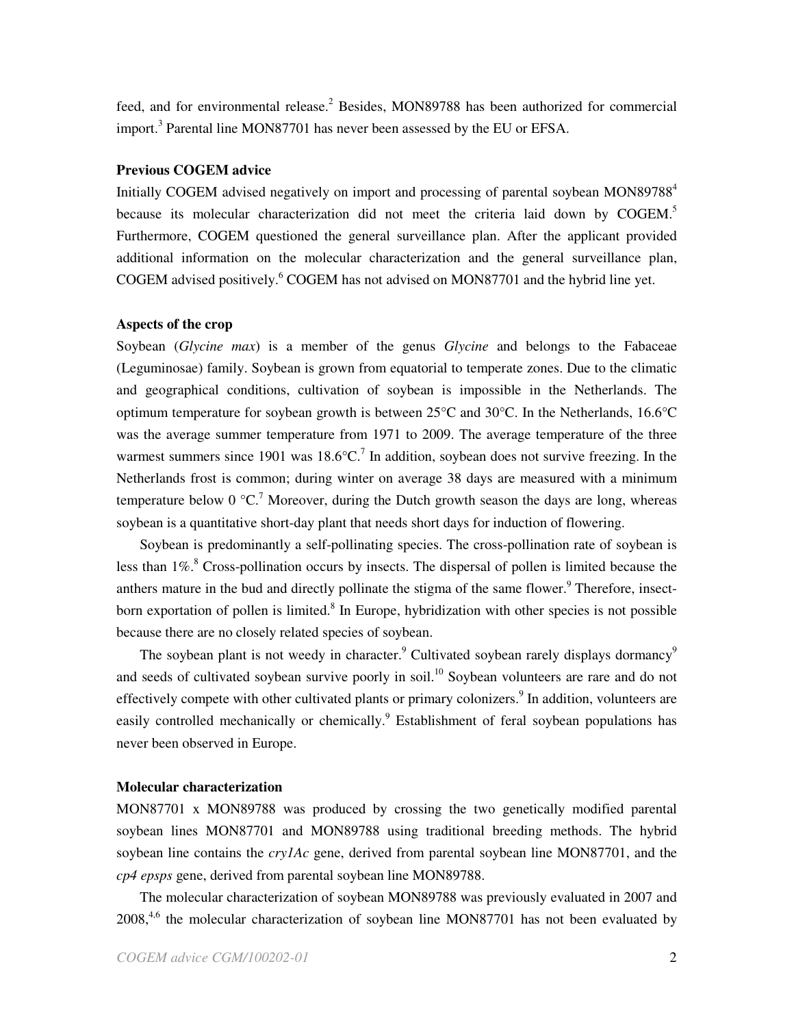feed, and for environmental release.[2] Besides, MON89788 has been authorized for commercial import.[3] Parental line MON87701 has never been assessed by the EU or EFSA.

**Previous COGEM advice**

Initially COGEM advised negatively on import and processing of parental soybean MON89788[4] because its molecular characterization did not meet the criteria laid down by COGEM.[5] Furthermore, COGEM questioned the general surveillance plan. After the applicant provided additional information on the molecular characterization and the general surveillance plan, COGEM advised positively.[6] COGEM has not advised on MON87701 and the hybrid line yet.

**Aspects of the crop**

Soybean (*Glycine max*) is a member of the genus *Glycine* and belongs to the Fabaceae (Leguminosae) family. Soybean is grown from equatorial to temperate zones. Due to the climatic and geographical conditions, cultivation of soybean is impossible in the Netherlands. The optimum temperature for soybean growth is between 25°C and 30°C. In the Netherlands, 16.6°C was the average summer temperature from 1971 to 2009. The average temperature of the three warmest summers since 1901 was 18.6°C.[7] In addition, soybean does not survive freezing. In the Netherlands frost is common; during winter on average 38 days are measured with a minimum temperature below 0 °C.[7] Moreover, during the Dutch growth season the days are long, whereas soybean is a quantitative short-day plant that needs short days for induction of flowering.

Soybean is predominantly a self-pollinating species. The cross-pollination rate of soybean is less than 1%.[8] Cross-pollination occurs by insects. The dispersal of pollen is limited because the anthers mature in the bud and directly pollinate the stigma of the same flower.[9] Therefore, insect-born exportation of pollen is limited.[8] In Europe, hybridization with other species is not possible because there are no closely related species of soybean.

The soybean plant is not weedy in character.[9] Cultivated soybean rarely displays dormancy[9] and seeds of cultivated soybean survive poorly in soil.[10] Soybean volunteers are rare and do not effectively compete with other cultivated plants or primary colonizers.[9] In addition, volunteers are easily controlled mechanically or chemically.[9] Establishment of feral soybean populations has never been observed in Europe.

**Molecular characterization**

MON87701 x MON89788 was produced by crossing the two genetically modified parental soybean lines MON87701 and MON89788 using traditional breeding methods. The hybrid soybean line contains the *cry1Ac* gene, derived from parental soybean line MON87701, and the *cp4 epsps* gene, derived from parental soybean line MON89788.

The molecular characterization of soybean MON89788 was previously evaluated in 2007 and 2008,[4,6] the molecular characterization of soybean line MON87701 has not been evaluated by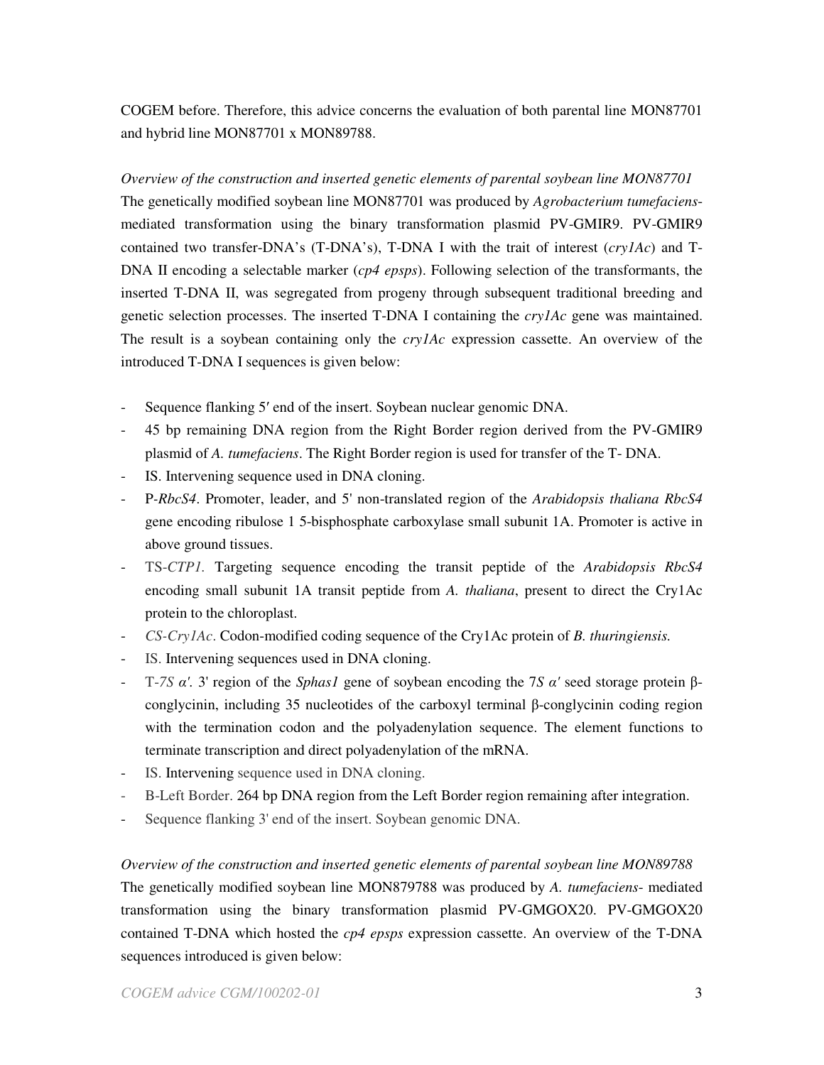COGEM before. Therefore, this advice concerns the evaluation of both parental line MON87701 and hybrid line MON87701 x MON89788.

*Overview of the construction and inserted genetic elements of parental soybean line MON87701*

The genetically modified soybean line MON87701 was produced by *Agrobacterium tumefaciens*-mediated transformation using the binary transformation plasmid PV-GMIR9. PV-GMIR9 contained two transfer-DNA's (T-DNA's), T-DNA I with the trait of interest (*cry1Ac*) and T-DNA II encoding a selectable marker (*cp4 epsps*). Following selection of the transformants, the inserted T-DNA II, was segregated from progeny through subsequent traditional breeding and genetic selection processes. The inserted T-DNA I containing the *cry1Ac* gene was maintained. The result is a soybean containing only the *cry1Ac* expression cassette. An overview of the introduced T-DNA I sequences is given below:

- Sequence flanking 5′ end of the insert. Soybean nuclear genomic DNA.
- 45 bp remaining DNA region from the Right Border region derived from the PV-GMIR9 plasmid of *A. tumefaciens*. The Right Border region is used for transfer of the T- DNA.
- IS. Intervening sequence used in DNA cloning.
- P-*RbcS4*. Promoter, leader, and 5' non-translated region of the *Arabidopsis thaliana RbcS4* gene encoding ribulose 1 5-bisphosphate carboxylase small subunit 1A. Promoter is active in above ground tissues.
- TS-*CTP1.* Targeting sequence encoding the transit peptide of the *Arabidopsis RbcS4* encoding small subunit 1A transit peptide from *A. thaliana*, present to direct the Cry1Ac protein to the chloroplast.
- *CS-Cry1Ac*. Codon-modified coding sequence of the Cry1Ac protein of *B. thuringiensis.*
- IS. Intervening sequences used in DNA cloning.
- T-*7S α′*. 3' region of the *Sphas1* gene of soybean encoding the 7*S α′* seed storage protein β-conglycinin, including 35 nucleotides of the carboxyl terminal β-conglycinin coding region with the termination codon and the polyadenylation sequence. The element functions to terminate transcription and direct polyadenylation of the mRNA.
- IS. Intervening sequence used in DNA cloning.
- B-Left Border. 264 bp DNA region from the Left Border region remaining after integration.
- Sequence flanking 3' end of the insert. Soybean genomic DNA.

*Overview of the construction and inserted genetic elements of parental soybean line MON89788*

The genetically modified soybean line MON879788 was produced by *A. tumefaciens*- mediated transformation using the binary transformation plasmid PV-GMGOX20. PV-GMGOX20 contained T-DNA which hosted the *cp4 epsps* expression cassette. An overview of the T-DNA sequences introduced is given below: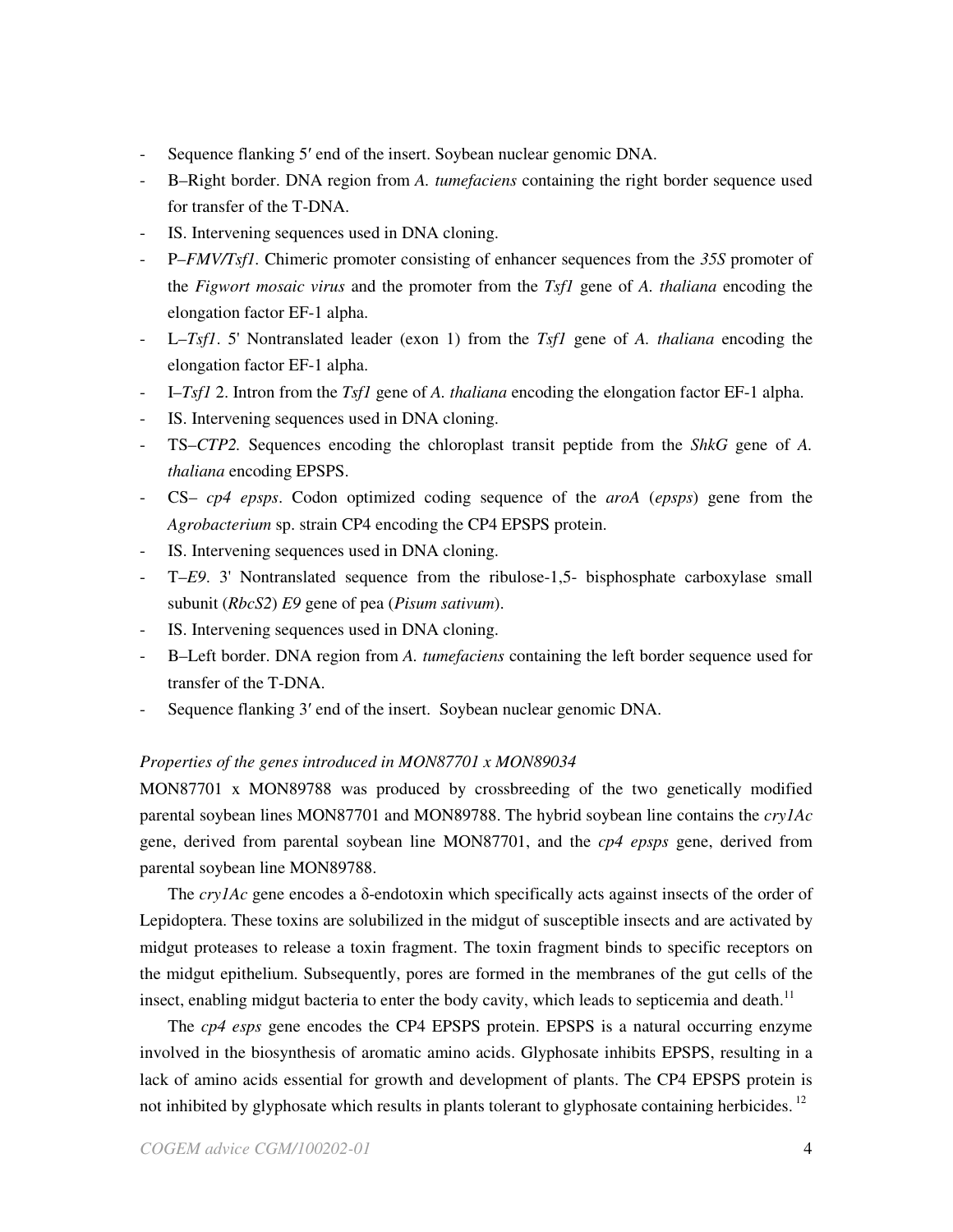- Sequence flanking 5′ end of the insert. Soybean nuclear genomic DNA.
- B–Right border. DNA region from *A. tumefaciens* containing the right border sequence used for transfer of the T-DNA.
- IS. Intervening sequences used in DNA cloning.
- P–*FMV/Tsf1*. Chimeric promoter consisting of enhancer sequences from the *35S* promoter of the *Figwort mosaic virus* and the promoter from the *Tsf1* gene of *A. thaliana* encoding the elongation factor EF-1 alpha.
- L–*Tsf1*. 5' Nontranslated leader (exon 1) from the *Tsf1* gene of *A. thaliana* encoding the elongation factor EF-1 alpha.
- I–*Tsf1* 2. Intron from the *Tsf1* gene of *A. thaliana* encoding the elongation factor EF-1 alpha.
- IS. Intervening sequences used in DNA cloning.
- TS–*CTP2.* Sequences encoding the chloroplast transit peptide from the *ShkG* gene of *A. thaliana* encoding EPSPS.
- CS– *cp4 epsps*. Codon optimized coding sequence of the *aroA* (*epsps*) gene from the *Agrobacterium* sp. strain CP4 encoding the CP4 EPSPS protein.
- IS. Intervening sequences used in DNA cloning.
- T–*E9*. 3' Nontranslated sequence from the ribulose-1,5- bisphosphate carboxylase small subunit (*RbcS2*) *E9* gene of pea (*Pisum sativum*).
- IS. Intervening sequences used in DNA cloning.
- B–Left border. DNA region from *A. tumefaciens* containing the left border sequence used for transfer of the T-DNA.
- Sequence flanking 3′ end of the insert. Soybean nuclear genomic DNA.

*Properties of the genes introduced in MON87701 x MON89034*

MON87701 x MON89788 was produced by crossbreeding of the two genetically modified parental soybean lines MON87701 and MON89788. The hybrid soybean line contains the *cry1Ac* gene, derived from parental soybean line MON87701, and the *cp4 epsps* gene, derived from parental soybean line MON89788.

The *cry1Ac* gene encodes a δ-endotoxin which specifically acts against insects of the order of Lepidoptera. These toxins are solubilized in the midgut of susceptible insects and are activated by midgut proteases to release a toxin fragment. The toxin fragment binds to specific receptors on the midgut epithelium. Subsequently, pores are formed in the membranes of the gut cells of the insect, enabling midgut bacteria to enter the body cavity, which leads to septicemia and death.[11]

The *cp4 esps* gene encodes the CP4 EPSPS protein. EPSPS is a natural occurring enzyme involved in the biosynthesis of aromatic amino acids. Glyphosate inhibits EPSPS, resulting in a lack of amino acids essential for growth and development of plants. The CP4 EPSPS protein is not inhibited by glyphosate which results in plants tolerant to glyphosate containing herbicides.[12]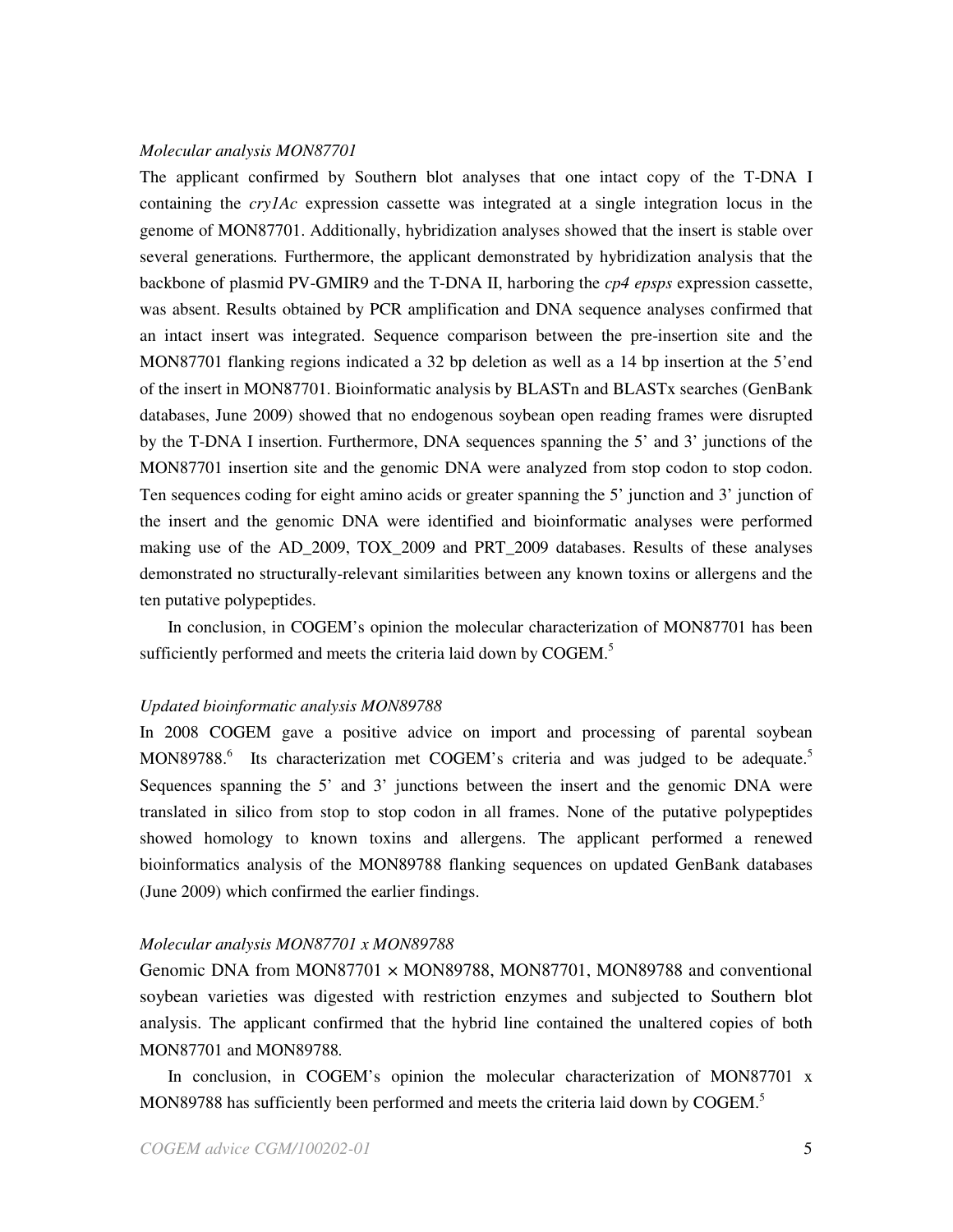*Molecular analysis MON87701*

The applicant confirmed by Southern blot analyses that one intact copy of the T-DNA I containing the *cry1Ac* expression cassette was integrated at a single integration locus in the genome of MON87701. Additionally, hybridization analyses showed that the insert is stable over several generations. Furthermore, the applicant demonstrated by hybridization analysis that the backbone of plasmid PV-GMIR9 and the T-DNA II, harboring the *cp4 epsps* expression cassette, was absent. Results obtained by PCR amplification and DNA sequence analyses confirmed that an intact insert was integrated. Sequence comparison between the pre-insertion site and the MON87701 flanking regions indicated a 32 bp deletion as well as a 14 bp insertion at the 5'end of the insert in MON87701. Bioinformatic analysis by BLASTn and BLASTx searches (GenBank databases, June 2009) showed that no endogenous soybean open reading frames were disrupted by the T-DNA I insertion. Furthermore, DNA sequences spanning the 5' and 3' junctions of the MON87701 insertion site and the genomic DNA were analyzed from stop codon to stop codon. Ten sequences coding for eight amino acids or greater spanning the 5' junction and 3' junction of the insert and the genomic DNA were identified and bioinformatic analyses were performed making use of the AD_2009, TOX_2009 and PRT_2009 databases. Results of these analyses demonstrated no structurally-relevant similarities between any known toxins or allergens and the ten putative polypeptides.

In conclusion, in COGEM's opinion the molecular characterization of MON87701 has been sufficiently performed and meets the criteria laid down by COGEM.[5]

*Updated bioinformatic analysis MON89788*

In 2008 COGEM gave a positive advice on import and processing of parental soybean MON89788.[6] Its characterization met COGEM's criteria and was judged to be adequate.[5] Sequences spanning the 5' and 3' junctions between the insert and the genomic DNA were translated in silico from stop to stop codon in all frames. None of the putative polypeptides showed homology to known toxins and allergens. The applicant performed a renewed bioinformatics analysis of the MON89788 flanking sequences on updated GenBank databases (June 2009) which confirmed the earlier findings.

*Molecular analysis MON87701 x MON89788*

Genomic DNA from MON87701 × MON89788, MON87701, MON89788 and conventional soybean varieties was digested with restriction enzymes and subjected to Southern blot analysis. The applicant confirmed that the hybrid line contained the unaltered copies of both MON87701 and MON89788.

In conclusion, in COGEM's opinion the molecular characterization of MON87701 x MON89788 has sufficiently been performed and meets the criteria laid down by COGEM.[5]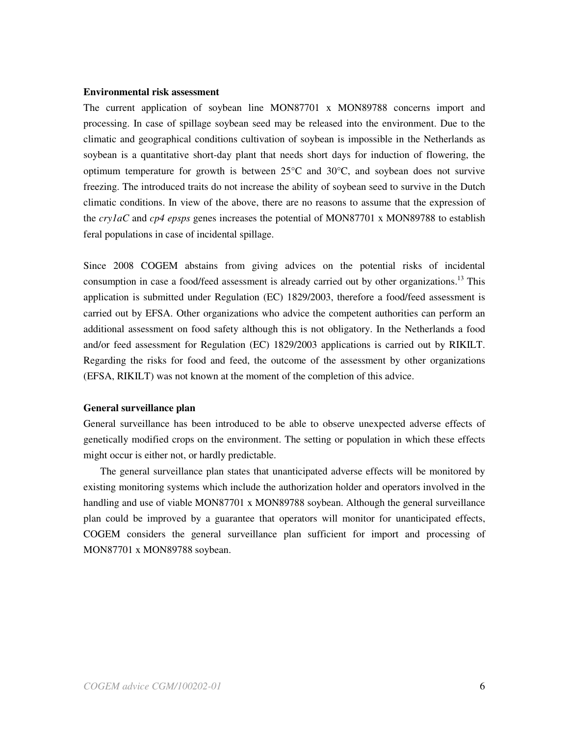**Environmental risk assessment**

The current application of soybean line MON87701 x MON89788 concerns import and processing. In case of spillage soybean seed may be released into the environment. Due to the climatic and geographical conditions cultivation of soybean is impossible in the Netherlands as soybean is a quantitative short-day plant that needs short days for induction of flowering, the optimum temperature for growth is between 25°C and 30°C, and soybean does not survive freezing. The introduced traits do not increase the ability of soybean seed to survive in the Dutch climatic conditions. In view of the above, there are no reasons to assume that the expression of the *cry1aC* and *cp4 epsps* genes increases the potential of MON87701 x MON89788 to establish feral populations in case of incidental spillage.

Since 2008 COGEM abstains from giving advices on the potential risks of incidental consumption in case a food/feed assessment is already carried out by other organizations.[13] This application is submitted under Regulation (EC) 1829/2003, therefore a food/feed assessment is carried out by EFSA. Other organizations who advice the competent authorities can perform an additional assessment on food safety although this is not obligatory. In the Netherlands a food and/or feed assessment for Regulation (EC) 1829/2003 applications is carried out by RIKILT. Regarding the risks for food and feed, the outcome of the assessment by other organizations (EFSA, RIKILT) was not known at the moment of the completion of this advice.

**General surveillance plan**

General surveillance has been introduced to be able to observe unexpected adverse effects of genetically modified crops on the environment. The setting or population in which these effects might occur is either not, or hardly predictable.

The general surveillance plan states that unanticipated adverse effects will be monitored by existing monitoring systems which include the authorization holder and operators involved in the handling and use of viable MON87701 x MON89788 soybean. Although the general surveillance plan could be improved by a guarantee that operators will monitor for unanticipated effects, COGEM considers the general surveillance plan sufficient for import and processing of MON87701 x MON89788 soybean.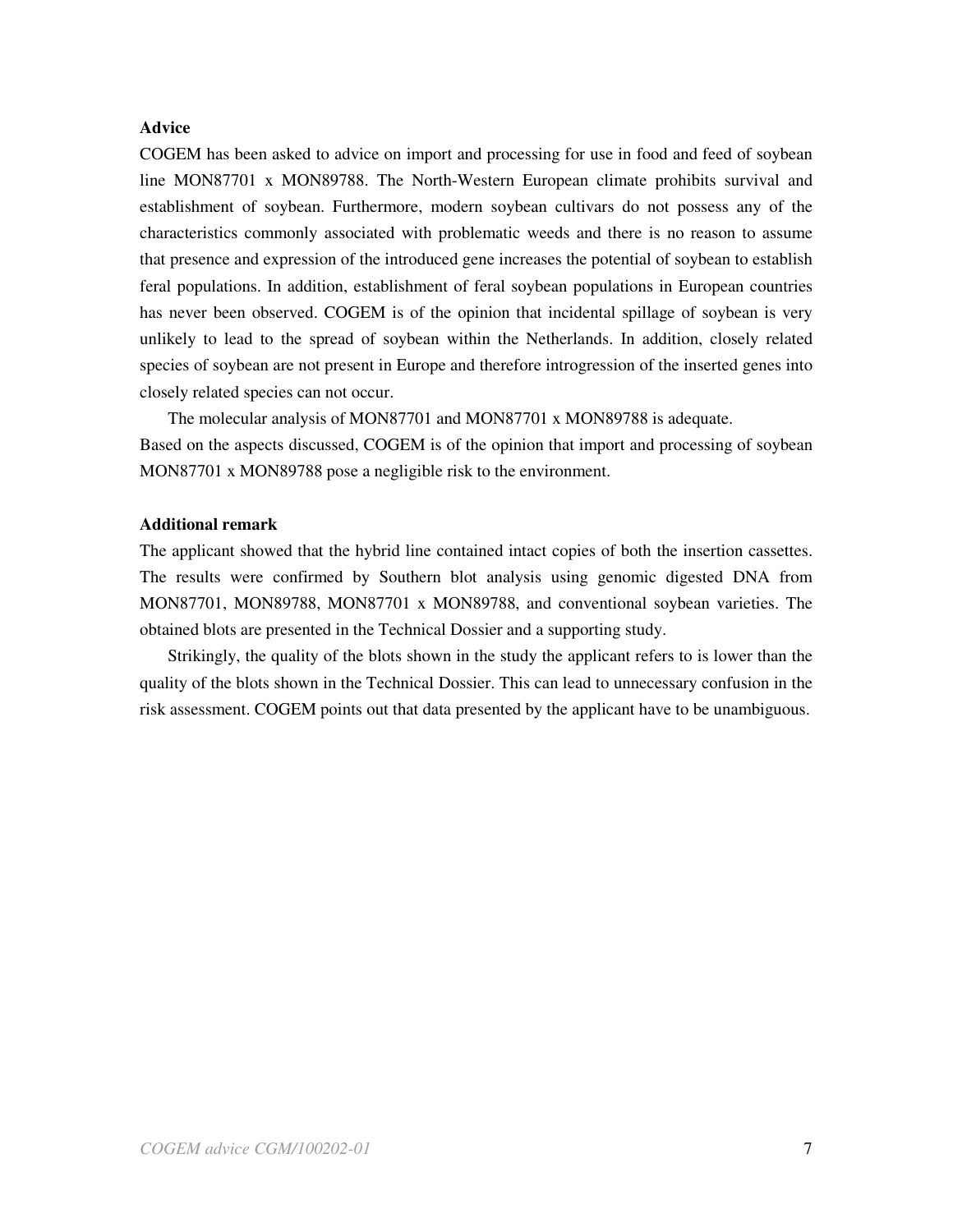**Advice**

COGEM has been asked to advice on import and processing for use in food and feed of soybean line MON87701 x MON89788. The North-Western European climate prohibits survival and establishment of soybean. Furthermore, modern soybean cultivars do not possess any of the characteristics commonly associated with problematic weeds and there is no reason to assume that presence and expression of the introduced gene increases the potential of soybean to establish feral populations. In addition, establishment of feral soybean populations in European countries has never been observed. COGEM is of the opinion that incidental spillage of soybean is very unlikely to lead to the spread of soybean within the Netherlands. In addition, closely related species of soybean are not present in Europe and therefore introgression of the inserted genes into closely related species can not occur.

The molecular analysis of MON87701 and MON87701 x MON89788 is adequate.

Based on the aspects discussed, COGEM is of the opinion that import and processing of soybean MON87701 x MON89788 pose a negligible risk to the environment.

**Additional remark**

The applicant showed that the hybrid line contained intact copies of both the insertion cassettes. The results were confirmed by Southern blot analysis using genomic digested DNA from MON87701, MON89788, MON87701 x MON89788, and conventional soybean varieties. The obtained blots are presented in the Technical Dossier and a supporting study.

Strikingly, the quality of the blots shown in the study the applicant refers to is lower than the quality of the blots shown in the Technical Dossier. This can lead to unnecessary confusion in the risk assessment. COGEM points out that data presented by the applicant have to be unambiguous.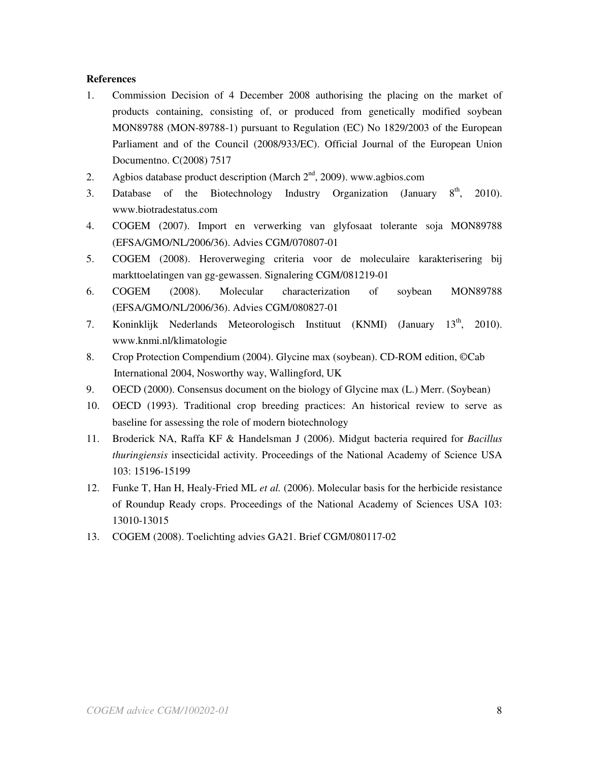**References**

1. Commission Decision of 4 December 2008 authorising the placing on the market of products containing, consisting of, or produced from genetically modified soybean MON89788 (MON-89788-1) pursuant to Regulation (EC) No 1829/2003 of the European Parliament and of the Council (2008/933/EC). Official Journal of the European Union Documentno. C(2008) 7517
2. Agbios database product description (March 2nd, 2009). www.agbios.com
3. Database of the Biotechnology Industry Organization (January 8th, 2010). www.biotradestatus.com
4. COGEM (2007). Import en verwerking van glyfosaat tolerante soja MON89788 (EFSA/GMO/NL/2006/36). Advies CGM/070807-01
5. COGEM (2008). Heroverweging criteria voor de moleculaire karakterisering bij markttoelatingen van gg-gewassen. Signalering CGM/081219-01
6. COGEM (2008). Molecular characterization of soybean MON89788 (EFSA/GMO/NL/2006/36). Advies CGM/080827-01
7. Koninklijk Nederlands Meteorologisch Instituut (KNMI) (January 13th, 2010). www.knmi.nl/klimatologie
8. Crop Protection Compendium (2004). Glycine max (soybean). CD-ROM edition, ©Cab International 2004, Nosworthy way, Wallingford, UK
9. OECD (2000). Consensus document on the biology of Glycine max (L.) Merr. (Soybean)
10. OECD (1993). Traditional crop breeding practices: An historical review to serve as baseline for assessing the role of modern biotechnology
11. Broderick NA, Raffa KF & Handelsman J (2006). Midgut bacteria required for *Bacillus thuringiensis* insecticidal activity. Proceedings of the National Academy of Science USA 103: 15196-15199
12. Funke T, Han H, Healy-Fried ML *et al.* (2006). Molecular basis for the herbicide resistance of Roundup Ready crops. Proceedings of the National Academy of Sciences USA 103: 13010-13015
13. COGEM (2008). Toelichting advies GA21. Brief CGM/080117-02